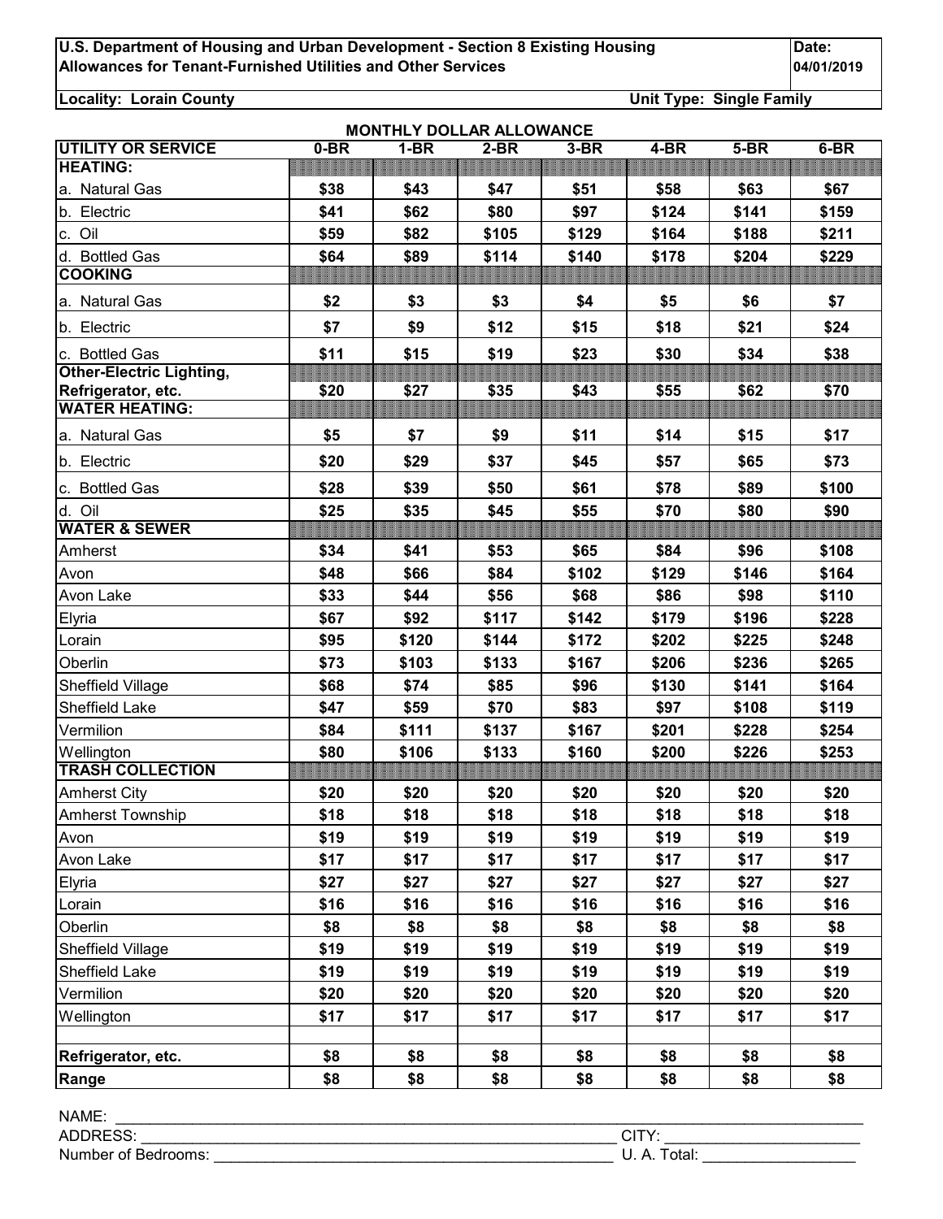**U.S. Department of Housing and Urban Development - Section 8 Existing Housing**
**Allowances for Tenant-Furnished Utilities and Other Services**

**Date: 04/01/2019**

**Locality: Lorain County** **Unit Type: Single Family**

| UTILITY OR SERVICE | 0-BR | 1-BR | 2-BR | 3-BR | 4-BR | 5-BR | 6-BR |
|---|---|---|---|---|---|---|---|
| | | | MONTHLY DOLLAR ALLOWANCE | | | | |
| **HEATING:** | | | | | | | |
| a. Natural Gas | $38 | $43 | $47 | $51 | $58 | $63 | $67 |
| b. Electric | $41 | $62 | $80 | $97 | $124 | $141 | $159 |
| c. Oil | $59 | $82 | $105 | $129 | $164 | $188 | $211 |
| d. Bottled Gas | $64 | $89 | $114 | $140 | $178 | $204 | $229 |
| **COOKING** | | | | | | | |
| a. Natural Gas | $2 | $3 | $3 | $4 | $5 | $6 | $7 |
| b. Electric | $7 | $9 | $12 | $15 | $18 | $21 | $24 |
| c. Bottled Gas | $11 | $15 | $19 | $23 | $30 | $34 | $38 |
| **Other-Electric Lighting, Refrigerator, etc.** | $20 | $27 | $35 | $43 | $55 | $62 | $70 |
| **WATER HEATING:** | | | | | | | |
| a. Natural Gas | $5 | $7 | $9 | $11 | $14 | $15 | $17 |
| b. Electric | $20 | $29 | $37 | $45 | $57 | $65 | $73 |
| c. Bottled Gas | $28 | $39 | $50 | $61 | $78 | $89 | $100 |
| d. Oil | $25 | $35 | $45 | $55 | $70 | $80 | $90 |
| **WATER & SEWER** | | | | | | | |
| Amherst | $34 | $41 | $53 | $65 | $84 | $96 | $108 |
| Avon | $48 | $66 | $84 | $102 | $129 | $146 | $164 |
| Avon Lake | $33 | $44 | $56 | $68 | $86 | $98 | $110 |
| Elyria | $67 | $92 | $117 | $142 | $179 | $196 | $228 |
| Lorain | $95 | $120 | $144 | $172 | $202 | $225 | $248 |
| Oberlin | $73 | $103 | $133 | $167 | $206 | $236 | $265 |
| Sheffield Village | $68 | $74 | $85 | $96 | $130 | $141 | $164 |
| Sheffield Lake | $47 | $59 | $70 | $83 | $97 | $108 | $119 |
| Vermilion | $84 | $111 | $137 | $167 | $201 | $228 | $254 |
| Wellington | $80 | $106 | $133 | $160 | $200 | $226 | $253 |
| **TRASH COLLECTION** | | | | | | | |
| Amherst City | $20 | $20 | $20 | $20 | $20 | $20 | $20 |
| Amherst Township | $18 | $18 | $18 | $18 | $18 | $18 | $18 |
| Avon | $19 | $19 | $19 | $19 | $19 | $19 | $19 |
| Avon Lake | $17 | $17 | $17 | $17 | $17 | $17 | $17 |
| Elyria | $27 | $27 | $27 | $27 | $27 | $27 | $27 |
| Lorain | $16 | $16 | $16 | $16 | $16 | $16 | $16 |
| Oberlin | $8 | $8 | $8 | $8 | $8 | $8 | $8 |
| Sheffield Village | $19 | $19 | $19 | $19 | $19 | $19 | $19 |
| Sheffield Lake | $19 | $19 | $19 | $19 | $19 | $19 | $19 |
| Vermilion | $20 | $20 | $20 | $20 | $20 | $20 | $20 |
| Wellington | $17 | $17 | $17 | $17 | $17 | $17 | $17 |
| | | | | | | | |
| **Refrigerator, etc.** | $8 | $8 | $8 | $8 | $8 | $8 | $8 |
| **Range** | $8 | $8 | $8 | $8 | $8 | $8 | $8 |

NAME: ______________________________

ADDRESS: ______________________________ CITY: ______________________________

Number of Bedrooms: ______________________________ U. A. Total: ______________________________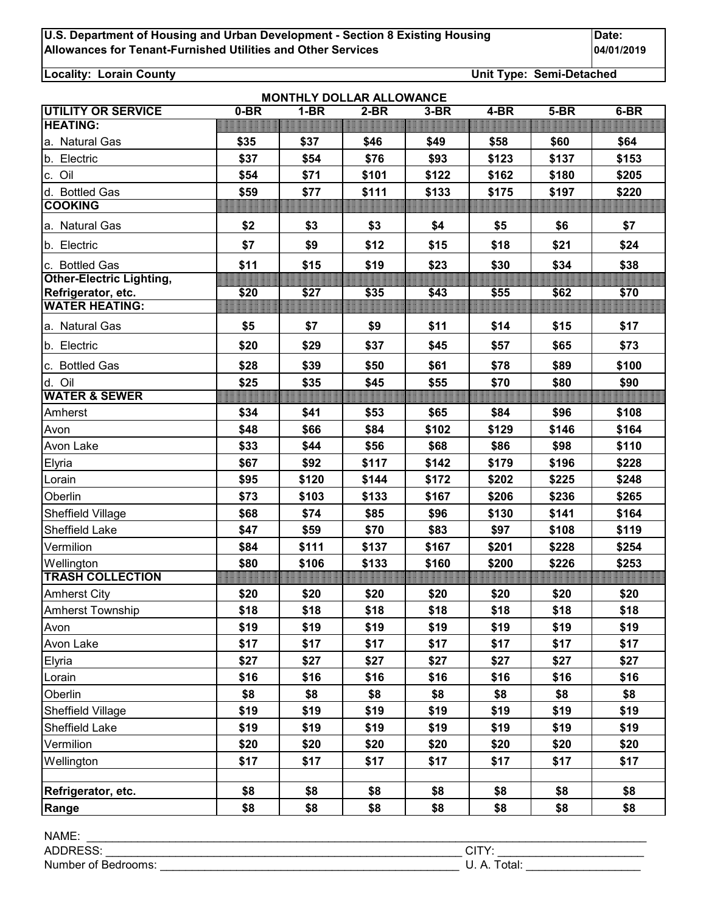**U.S. Department of Housing and Urban Development - Section 8 Existing Housing**
**Allowances for Tenant-Furnished Utilities and Other Services**

**Date:** **04/01/2019**

**Locality: Lorain County** | **Unit Type: Semi-Detached**

**MONTHLY DOLLAR ALLOWANCE**

| UTILITY OR SERVICE | 0-BR | 1-BR | 2-BR | 3-BR | 4-BR | 5-BR | 6-BR |
|---|---|---|---|---|---|---|---|
| **HEATING:** | | | | | | | |
| a. Natural Gas | $35 | $37 | $46 | $49 | $58 | $60 | $64 |
| b. Electric | $37 | $54 | $76 | $93 | $123 | $137 | $153 |
| c. Oil | $54 | $71 | $101 | $122 | $162 | $180 | $205 |
| d. Bottled Gas | $59 | $77 | $111 | $133 | $175 | $197 | $220 |
| **COOKING** | | | | | | | |
| a. Natural Gas | $2 | $3 | $3 | $4 | $5 | $6 | $7 |
| b. Electric | $7 | $9 | $12 | $15 | $18 | $21 | $24 |
| c. Bottled Gas | $11 | $15 | $19 | $23 | $30 | $34 | $38 |
| **Other-Electric Lighting, Refrigerator, etc.** | $20 | $27 | $35 | $43 | $55 | $62 | $70 |
| **WATER HEATING:** | | | | | | | |
| a. Natural Gas | $5 | $7 | $9 | $11 | $14 | $15 | $17 |
| b. Electric | $20 | $29 | $37 | $45 | $57 | $65 | $73 |
| c. Bottled Gas | $28 | $39 | $50 | $61 | $78 | $89 | $100 |
| d. Oil | $25 | $35 | $45 | $55 | $70 | $80 | $90 |
| **WATER & SEWER** | | | | | | | |
| Amherst | $34 | $41 | $53 | $65 | $84 | $96 | $108 |
| Avon | $48 | $66 | $84 | $102 | $129 | $146 | $164 |
| Avon Lake | $33 | $44 | $56 | $68 | $86 | $98 | $110 |
| Elyria | $67 | $92 | $117 | $142 | $179 | $196 | $228 |
| Lorain | $95 | $120 | $144 | $172 | $202 | $225 | $248 |
| Oberlin | $73 | $103 | $133 | $167 | $206 | $236 | $265 |
| Sheffield Village | $68 | $74 | $85 | $96 | $130 | $141 | $164 |
| Sheffield Lake | $47 | $59 | $70 | $83 | $97 | $108 | $119 |
| Vermilion | $84 | $111 | $137 | $167 | $201 | $228 | $254 |
| Wellington | $80 | $106 | $133 | $160 | $200 | $226 | $253 |
| **TRASH COLLECTION** | | | | | | | |
| Amherst City | $20 | $20 | $20 | $20 | $20 | $20 | $20 |
| Amherst Township | $18 | $18 | $18 | $18 | $18 | $18 | $18 |
| Avon | $19 | $19 | $19 | $19 | $19 | $19 | $19 |
| Avon Lake | $17 | $17 | $17 | $17 | $17 | $17 | $17 |
| Elyria | $27 | $27 | $27 | $27 | $27 | $27 | $27 |
| Lorain | $16 | $16 | $16 | $16 | $16 | $16 | $16 |
| Oberlin | $8 | $8 | $8 | $8 | $8 | $8 | $8 |
| Sheffield Village | $19 | $19 | $19 | $19 | $19 | $19 | $19 |
| Sheffield Lake | $19 | $19 | $19 | $19 | $19 | $19 | $19 |
| Vermilion | $20 | $20 | $20 | $20 | $20 | $20 | $20 |
| Wellington | $17 | $17 | $17 | $17 | $17 | $17 | $17 |
| | | | | | | | |
| **Refrigerator, etc.** | $8 | $8 | $8 | $8 | $8 | $8 | $8 |
| **Range** | $8 | $8 | $8 | $8 | $8 | $8 | $8 |

NAME: ______________________________

ADDRESS: ______________________________ CITY: ______________________________

Number of Bedrooms: ______________________________ U. A. Total: ______________________________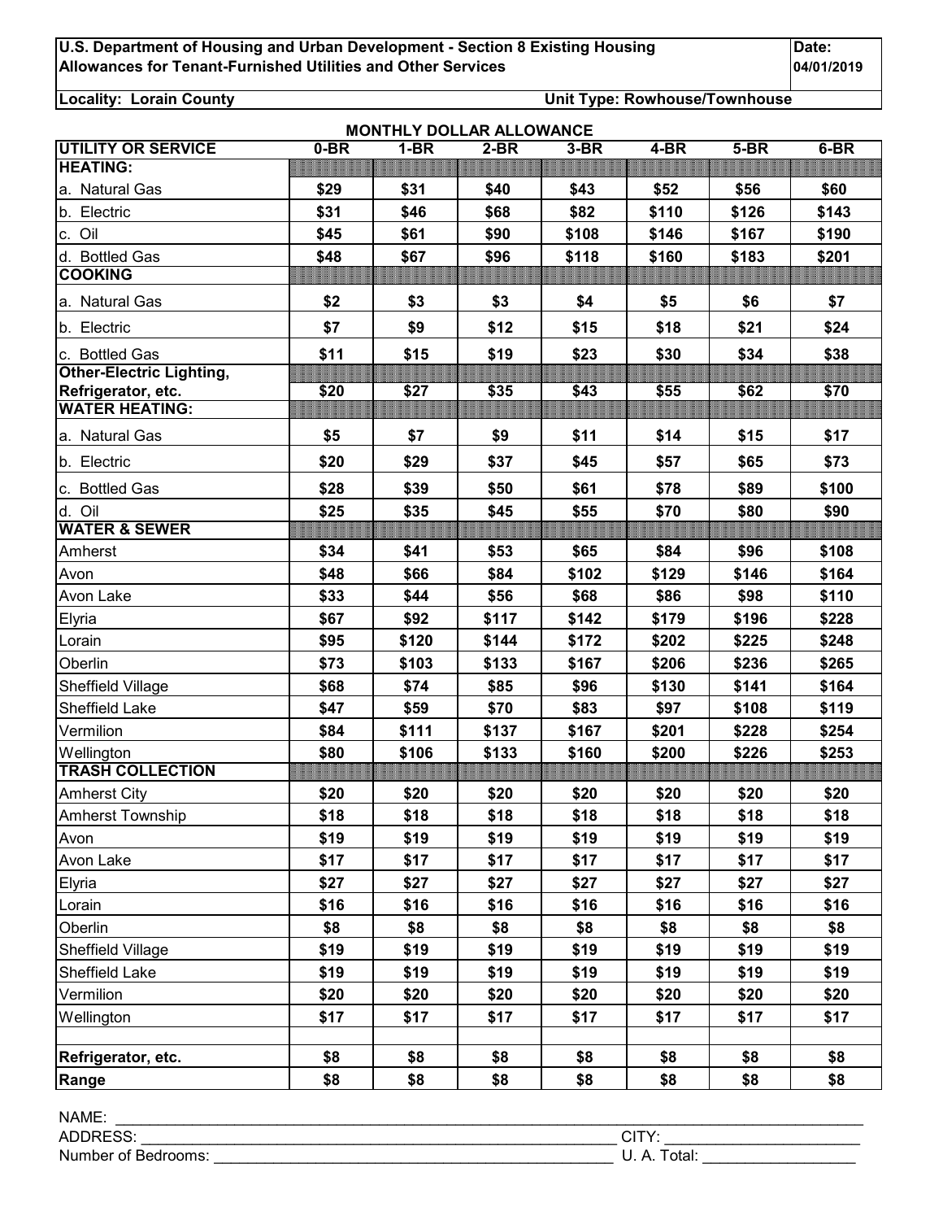**U.S. Department of Housing and Urban Development - Section 8 Existing Housing**
**Allowances for Tenant-Furnished Utilities and Other Services**

**Date:** **04/01/2019**

**Locality: Lorain County** **Unit Type: Rowhouse/Townhouse**

| | MONTHLY DOLLAR ALLOWANCE | | | | | | |
|---|---|---|---|---|---|---|---|
| **UTILITY OR SERVICE** | **0-BR** | **1-BR** | **2-BR** | **3-BR** | **4-BR** | **5-BR** | **6-BR** |
| **HEATING:** | | | | | | | |
| a. Natural Gas | $29 | $31 | $40 | $43 | $52 | $56 | $60 |
| b. Electric | $31 | $46 | $68 | $82 | $110 | $126 | $143 |
| c. Oil | $45 | $61 | $90 | $108 | $146 | $167 | $190 |
| d. Bottled Gas | $48 | $67 | $96 | $118 | $160 | $183 | $201 |
| **COOKING** | | | | | | | |
| a. Natural Gas | $2 | $3 | $3 | $4 | $5 | $6 | $7 |
| b. Electric | $7 | $9 | $12 | $15 | $18 | $21 | $24 |
| c. Bottled Gas | $11 | $15 | $19 | $23 | $30 | $34 | $38 |
| **Other-Electric Lighting, Refrigerator, etc.** | $20 | $27 | $35 | $43 | $55 | $62 | $70 |
| **WATER HEATING:** | | | | | | | |
| a. Natural Gas | $5 | $7 | $9 | $11 | $14 | $15 | $17 |
| b. Electric | $20 | $29 | $37 | $45 | $57 | $65 | $73 |
| c. Bottled Gas | $28 | $39 | $50 | $61 | $78 | $89 | $100 |
| d. Oil | $25 | $35 | $45 | $55 | $70 | $80 | $90 |
| **WATER & SEWER** | | | | | | | |
| Amherst | $34 | $41 | $53 | $65 | $84 | $96 | $108 |
| Avon | $48 | $66 | $84 | $102 | $129 | $146 | $164 |
| Avon Lake | $33 | $44 | $56 | $68 | $86 | $98 | $110 |
| Elyria | $67 | $92 | $117 | $142 | $179 | $196 | $228 |
| Lorain | $95 | $120 | $144 | $172 | $202 | $225 | $248 |
| Oberlin | $73 | $103 | $133 | $167 | $206 | $236 | $265 |
| Sheffield Village | $68 | $74 | $85 | $96 | $130 | $141 | $164 |
| Sheffield Lake | $47 | $59 | $70 | $83 | $97 | $108 | $119 |
| Vermilion | $84 | $111 | $137 | $167 | $201 | $228 | $254 |
| Wellington | $80 | $106 | $133 | $160 | $200 | $226 | $253 |
| **TRASH COLLECTION** | | | | | | | |
| Amherst City | $20 | $20 | $20 | $20 | $20 | $20 | $20 |
| Amherst Township | $18 | $18 | $18 | $18 | $18 | $18 | $18 |
| Avon | $19 | $19 | $19 | $19 | $19 | $19 | $19 |
| Avon Lake | $17 | $17 | $17 | $17 | $17 | $17 | $17 |
| Elyria | $27 | $27 | $27 | $27 | $27 | $27 | $27 |
| Lorain | $16 | $16 | $16 | $16 | $16 | $16 | $16 |
| Oberlin | $8 | $8 | $8 | $8 | $8 | $8 | $8 |
| Sheffield Village | $19 | $19 | $19 | $19 | $19 | $19 | $19 |
| Sheffield Lake | $19 | $19 | $19 | $19 | $19 | $19 | $19 |
| Vermilion | $20 | $20 | $20 | $20 | $20 | $20 | $20 |
| Wellington | $17 | $17 | $17 | $17 | $17 | $17 | $17 |
| | | | | | | | |
| **Refrigerator, etc.** | $8 | $8 | $8 | $8 | $8 | $8 | $8 |
| **Range** | $8 | $8 | $8 | $8 | $8 | $8 | $8 |

NAME: ______________________________________________

ADDRESS: ______________________________________ CITY: ____________________

Number of Bedrooms: ______________________________ U. A. Total: ________________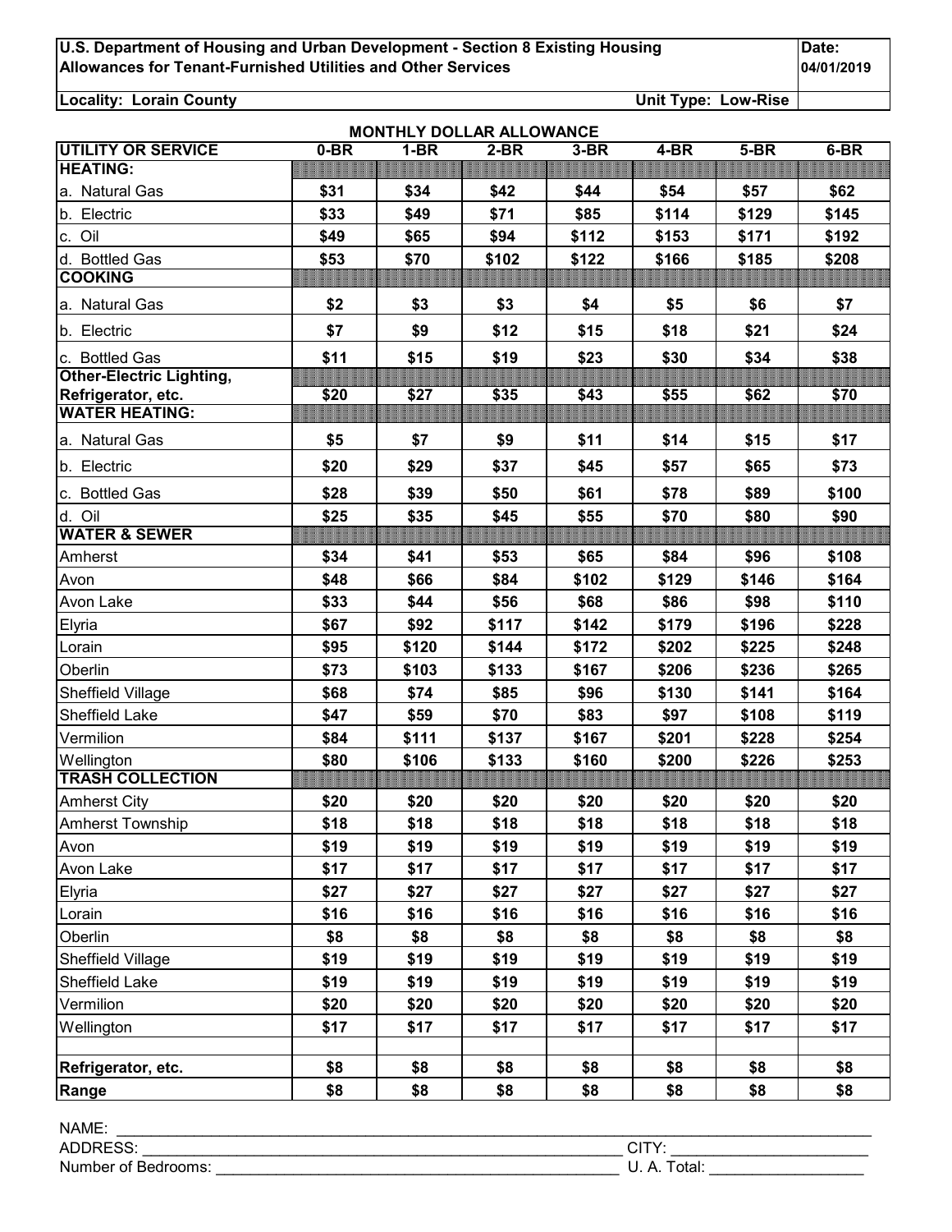**U.S. Department of Housing and Urban Development - Section 8 Existing Housing Allowances for Tenant-Furnished Utilities and Other Services**

**Date: 04/01/2019**

**Locality: Lorain County** **Unit Type: Low-Rise**

| MONTHLY DOLLAR ALLOWANCE | | | | | | | |
|---|---|---|---|---|---|---|---|
| **UTILITY OR SERVICE** | **0-BR** | **1-BR** | **2-BR** | **3-BR** | **4-BR** | **5-BR** | **6-BR** |
| **HEATING:** | | | | | | | |
| a. Natural Gas | $31 | $34 | $42 | $44 | $54 | $57 | $62 |
| b. Electric | $33 | $49 | $71 | $85 | $114 | $129 | $145 |
| c. Oil | $49 | $65 | $94 | $112 | $153 | $171 | $192 |
| d. Bottled Gas | $53 | $70 | $102 | $122 | $166 | $185 | $208 |
| **COOKING** | | | | | | | |
| a. Natural Gas | $2 | $3 | $3 | $4 | $5 | $6 | $7 |
| b. Electric | $7 | $9 | $12 | $15 | $18 | $21 | $24 |
| c. Bottled Gas | $11 | $15 | $19 | $23 | $30 | $34 | $38 |
| **Other-Electric Lighting, Refrigerator, etc.** | $20 | $27 | $35 | $43 | $55 | $62 | $70 |
| **WATER HEATING:** | | | | | | | |
| a. Natural Gas | $5 | $7 | $9 | $11 | $14 | $15 | $17 |
| b. Electric | $20 | $29 | $37 | $45 | $57 | $65 | $73 |
| c. Bottled Gas | $28 | $39 | $50 | $61 | $78 | $89 | $100 |
| d. Oil | $25 | $35 | $45 | $55 | $70 | $80 | $90 |
| **WATER & SEWER** | | | | | | | |
| Amherst | $34 | $41 | $53 | $65 | $84 | $96 | $108 |
| Avon | $48 | $66 | $84 | $102 | $129 | $146 | $164 |
| Avon Lake | $33 | $44 | $56 | $68 | $86 | $98 | $110 |
| Elyria | $67 | $92 | $117 | $142 | $179 | $196 | $228 |
| Lorain | $95 | $120 | $144 | $172 | $202 | $225 | $248 |
| Oberlin | $73 | $103 | $133 | $167 | $206 | $236 | $265 |
| Sheffield Village | $68 | $74 | $85 | $96 | $130 | $141 | $164 |
| Sheffield Lake | $47 | $59 | $70 | $83 | $97 | $108 | $119 |
| Vermilion | $84 | $111 | $137 | $167 | $201 | $228 | $254 |
| Wellington | $80 | $106 | $133 | $160 | $200 | $226 | $253 |
| **TRASH COLLECTION** | | | | | | | |
| Amherst City | $20 | $20 | $20 | $20 | $20 | $20 | $20 |
| Amherst Township | $18 | $18 | $18 | $18 | $18 | $18 | $18 |
| Avon | $19 | $19 | $19 | $19 | $19 | $19 | $19 |
| Avon Lake | $17 | $17 | $17 | $17 | $17 | $17 | $17 |
| Elyria | $27 | $27 | $27 | $27 | $27 | $27 | $27 |
| Lorain | $16 | $16 | $16 | $16 | $16 | $16 | $16 |
| Oberlin | $8 | $8 | $8 | $8 | $8 | $8 | $8 |
| Sheffield Village | $19 | $19 | $19 | $19 | $19 | $19 | $19 |
| Sheffield Lake | $19 | $19 | $19 | $19 | $19 | $19 | $19 |
| Vermilion | $20 | $20 | $20 | $20 | $20 | $20 | $20 |
| Wellington | $17 | $17 | $17 | $17 | $17 | $17 | $17 |
| | | | | | | | |
| **Refrigerator, etc.** | $8 | $8 | $8 | $8 | $8 | $8 | $8 |
| **Range** | $8 | $8 | $8 | $8 | $8 | $8 | $8 |

NAME: ______________________________

ADDRESS: ______________________________ CITY: ______________________________

Number of Bedrooms: ______________________________ U. A. Total: ______________________________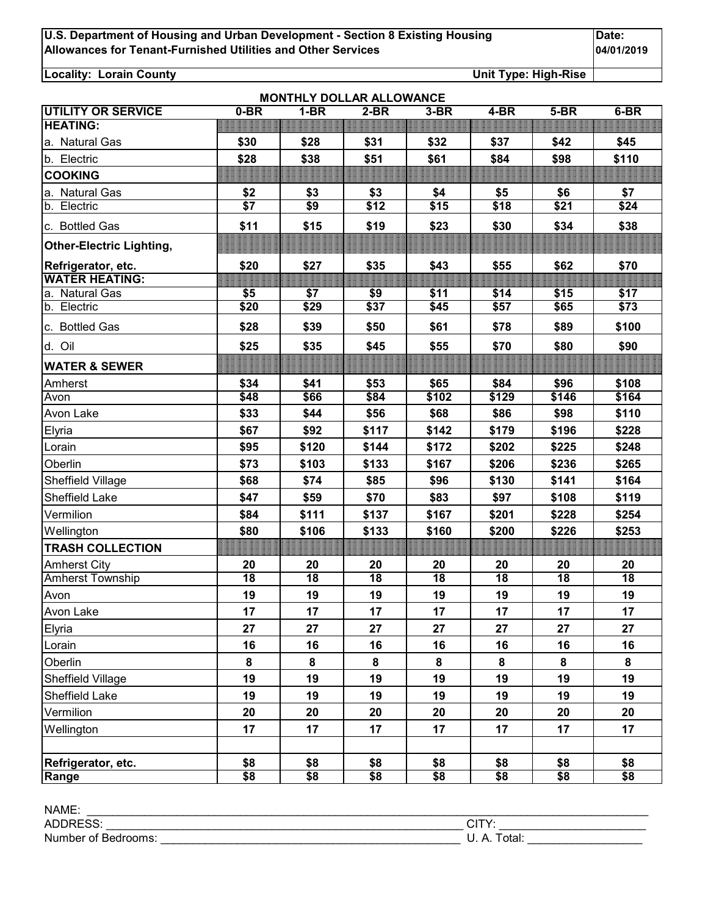**U.S. Department of Housing and Urban Development - Section 8 Existing Housing**
**Allowances for Tenant-Furnished Utilities and Other Services**

**Date: 04/01/2019**

**Locality: Lorain County** | **Unit Type: High-Rise**

**MONTHLY DOLLAR ALLOWANCE**

| UTILITY OR SERVICE | 0-BR | 1-BR | 2-BR | 3-BR | 4-BR | 5-BR | 6-BR |
|---|---|---|---|---|---|---|---|
| **HEATING:** | | | | | | | |
| a. Natural Gas | $30 | $28 | $31 | $32 | $37 | $42 | $45 |
| b. Electric | $28 | $38 | $51 | $61 | $84 | $98 | $110 |
| **COOKING** | | | | | | | |
| a. Natural Gas | $2 | $3 | $3 | $4 | $5 | $6 | $7 |
| b. Electric | $7 | $9 | $12 | $15 | $18 | $21 | $24 |
| c. Bottled Gas | $11 | $15 | $19 | $23 | $30 | $34 | $38 |
| **Other-Electric Lighting, Refrigerator, etc.** | $20 | $27 | $35 | $43 | $55 | $62 | $70 |
| **WATER HEATING:** | | | | | | | |
| a. Natural Gas | $5 | $7 | $9 | $11 | $14 | $15 | $17 |
| b. Electric | $20 | $29 | $37 | $45 | $57 | $65 | $73 |
| c. Bottled Gas | $28 | $39 | $50 | $61 | $78 | $89 | $100 |
| d. Oil | $25 | $35 | $45 | $55 | $70 | $80 | $90 |
| **WATER & SEWER** | | | | | | | |
| Amherst | $34 | $41 | $53 | $65 | $84 | $96 | $108 |
| Avon | $48 | $66 | $84 | $102 | $129 | $146 | $164 |
| Avon Lake | $33 | $44 | $56 | $68 | $86 | $98 | $110 |
| Elyria | $67 | $92 | $117 | $142 | $179 | $196 | $228 |
| Lorain | $95 | $120 | $144 | $172 | $202 | $225 | $248 |
| Oberlin | $73 | $103 | $133 | $167 | $206 | $236 | $265 |
| Sheffield Village | $68 | $74 | $85 | $96 | $130 | $141 | $164 |
| Sheffield Lake | $47 | $59 | $70 | $83 | $97 | $108 | $119 |
| Vermilion | $84 | $111 | $137 | $167 | $201 | $228 | $254 |
| Wellington | $80 | $106 | $133 | $160 | $200 | $226 | $253 |
| **TRASH COLLECTION** | | | | | | | |
| Amherst City | 20 | 20 | 20 | 20 | 20 | 20 | 20 |
| Amherst Township | 18 | 18 | 18 | 18 | 18 | 18 | 18 |
| Avon | 19 | 19 | 19 | 19 | 19 | 19 | 19 |
| Avon Lake | 17 | 17 | 17 | 17 | 17 | 17 | 17 |
| Elyria | 27 | 27 | 27 | 27 | 27 | 27 | 27 |
| Lorain | 16 | 16 | 16 | 16 | 16 | 16 | 16 |
| Oberlin | 8 | 8 | 8 | 8 | 8 | 8 | 8 |
| Sheffield Village | 19 | 19 | 19 | 19 | 19 | 19 | 19 |
| Sheffield Lake | 19 | 19 | 19 | 19 | 19 | 19 | 19 |
| Vermilion | 20 | 20 | 20 | 20 | 20 | 20 | 20 |
| Wellington | 17 | 17 | 17 | 17 | 17 | 17 | 17 |
| | | | | | | | |
| **Refrigerator, etc.** | $8 | $8 | $8 | $8 | $8 | $8 | $8 |
| **Range** | $8 | $8 | $8 | $8 | $8 | $8 | $8 |

NAME: ______________________________

ADDRESS: ______________________________ CITY: ______________________________

Number of Bedrooms: ______________________________ U. A. Total: ______________________________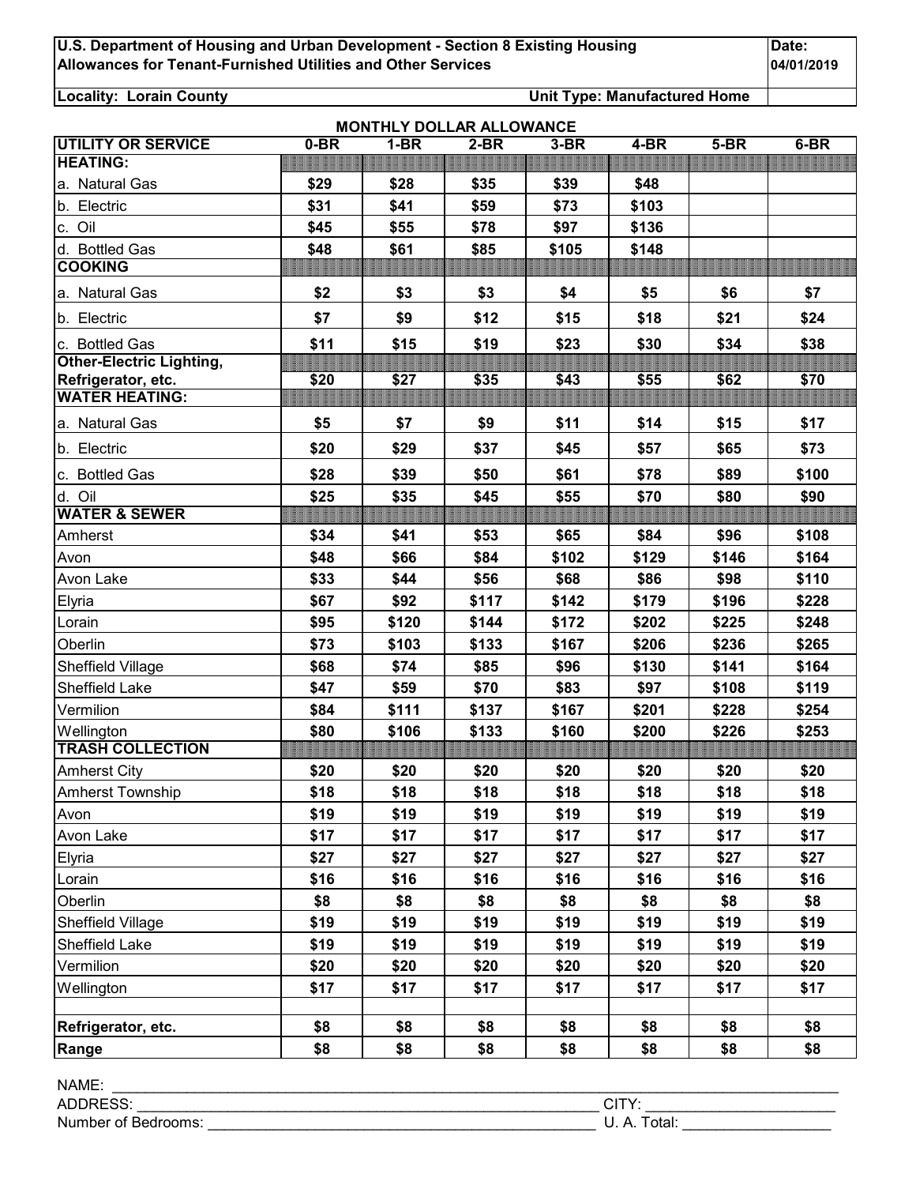**U.S. Department of Housing and Urban Development - Section 8 Existing Housing**
**Allowances for Tenant-Furnished Utilities and Other Services**

**Date:** **04/01/2019**

**Locality: Lorain County** **Unit Type: Manufactured Home**

**MONTHLY DOLLAR ALLOWANCE**

| UTILITY OR SERVICE | 0-BR | 1-BR | 2-BR | 3-BR | 4-BR | 5-BR | 6-BR |
|---|---|---|---|---|---|---|---|
| **HEATING:** | | | | | | | |
| a. Natural Gas | $29 | $28 | $35 | $39 | $48 | | |
| b. Electric | $31 | $41 | $59 | $73 | $103 | | |
| c. Oil | $45 | $55 | $78 | $97 | $136 | | |
| d. Bottled Gas | $48 | $61 | $85 | $105 | $148 | | |
| **COOKING** | | | | | | | |
| a. Natural Gas | $2 | $3 | $3 | $4 | $5 | $6 | $7 |
| b. Electric | $7 | $9 | $12 | $15 | $18 | $21 | $24 |
| c. Bottled Gas | $11 | $15 | $19 | $23 | $30 | $34 | $38 |
| **Other-Electric Lighting, Refrigerator, etc.** | $20 | $27 | $35 | $43 | $55 | $62 | $70 |
| **WATER HEATING:** | | | | | | | |
| a. Natural Gas | $5 | $7 | $9 | $11 | $14 | $15 | $17 |
| b. Electric | $20 | $29 | $37 | $45 | $57 | $65 | $73 |
| c. Bottled Gas | $28 | $39 | $50 | $61 | $78 | $89 | $100 |
| d. Oil | $25 | $35 | $45 | $55 | $70 | $80 | $90 |
| **WATER & SEWER** | | | | | | | |
| Amherst | $34 | $41 | $53 | $65 | $84 | $96 | $108 |
| Avon | $48 | $66 | $84 | $102 | $129 | $146 | $164 |
| Avon Lake | $33 | $44 | $56 | $68 | $86 | $98 | $110 |
| Elyria | $67 | $92 | $117 | $142 | $179 | $196 | $228 |
| Lorain | $95 | $120 | $144 | $172 | $202 | $225 | $248 |
| Oberlin | $73 | $103 | $133 | $167 | $206 | $236 | $265 |
| Sheffield Village | $68 | $74 | $85 | $96 | $130 | $141 | $164 |
| Sheffield Lake | $47 | $59 | $70 | $83 | $97 | $108 | $119 |
| Vermilion | $84 | $111 | $137 | $167 | $201 | $228 | $254 |
| Wellington | $80 | $106 | $133 | $160 | $200 | $226 | $253 |
| **TRASH COLLECTION** | | | | | | | |
| Amherst City | $20 | $20 | $20 | $20 | $20 | $20 | $20 |
| Amherst Township | $18 | $18 | $18 | $18 | $18 | $18 | $18 |
| Avon | $19 | $19 | $19 | $19 | $19 | $19 | $19 |
| Avon Lake | $17 | $17 | $17 | $17 | $17 | $17 | $17 |
| Elyria | $27 | $27 | $27 | $27 | $27 | $27 | $27 |
| Lorain | $16 | $16 | $16 | $16 | $16 | $16 | $16 |
| Oberlin | $8 | $8 | $8 | $8 | $8 | $8 | $8 |
| Sheffield Village | $19 | $19 | $19 | $19 | $19 | $19 | $19 |
| Sheffield Lake | $19 | $19 | $19 | $19 | $19 | $19 | $19 |
| Vermilion | $20 | $20 | $20 | $20 | $20 | $20 | $20 |
| Wellington | $17 | $17 | $17 | $17 | $17 | $17 | $17 |
| | | | | | | | |
| **Refrigerator, etc.** | $8 | $8 | $8 | $8 | $8 | $8 | $8 |
| **Range** | $8 | $8 | $8 | $8 | $8 | $8 | $8 |

NAME: ______________________________________________

ADDRESS: ______________________________ CITY: ______________

Number of Bedrooms: ______________________________ U. A. Total: ______________